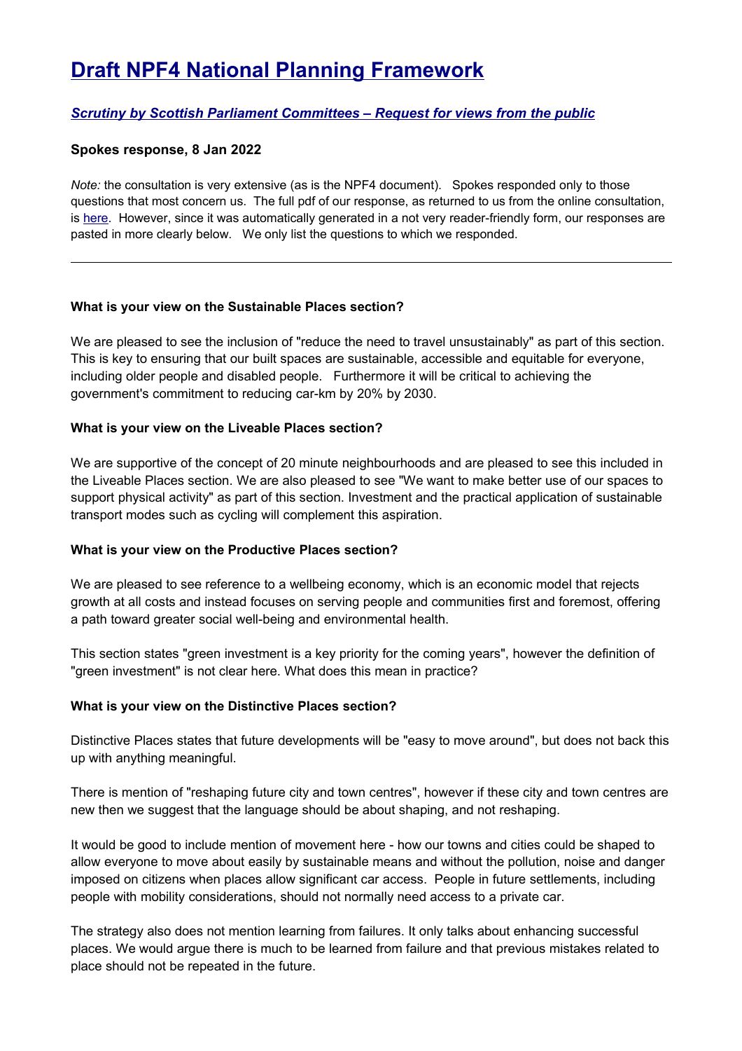# Draft NPF4 National Planning Framework

## *Scrutiny by Scottish Parliament Committees – Request for views from the public*

### Spokes response, 8 Jan 2022

*Note:* the consultation is very extensive (as is the NPF4 document). Spokes responded only to those questions that most concern us. The full pdf of our response, as returned to us from the online consultation, is here. However, since it was automatically generated in a not very reader-friendly form, our responses are pasted in more clearly below. We only list the questions to which we responded.

---

**What is your view on the Sustainable Places section?**

We are pleased to see the inclusion of "reduce the need to travel unsustainably" as part of this section. This is key to ensuring that our built spaces are sustainable, accessible and equitable for everyone, including older people and disabled people. Furthermore it will be critical to achieving the government's commitment to reducing car-km by 20% by 2030.

**What is your view on the Liveable Places section?**

We are supportive of the concept of 20 minute neighbourhoods and are pleased to see this included in the Liveable Places section. We are also pleased to see "We want to make better use of our spaces to support physical activity" as part of this section. Investment and the practical application of sustainable transport modes such as cycling will complement this aspiration.

**What is your view on the Productive Places section?**

We are pleased to see reference to a wellbeing economy, which is an economic model that rejects growth at all costs and instead focuses on serving people and communities first and foremost, offering a path toward greater social well-being and environmental health.

This section states "green investment is a key priority for the coming years", however the definition of "green investment" is not clear here. What does this mean in practice?

**What is your view on the Distinctive Places section?**

Distinctive Places states that future developments will be "easy to move around", but does not back this up with anything meaningful.

There is mention of "reshaping future city and town centres", however if these city and town centres are new then we suggest that the language should be about shaping, and not reshaping.

It would be good to include mention of movement here - how our towns and cities could be shaped to allow everyone to move about easily by sustainable means and without the pollution, noise and danger imposed on citizens when places allow significant car access. People in future settlements, including people with mobility considerations, should not normally need access to a private car.

The strategy also does not mention learning from failures. It only talks about enhancing successful places. We would argue there is much to be learned from failure and that previous mistakes related to place should not be repeated in the future.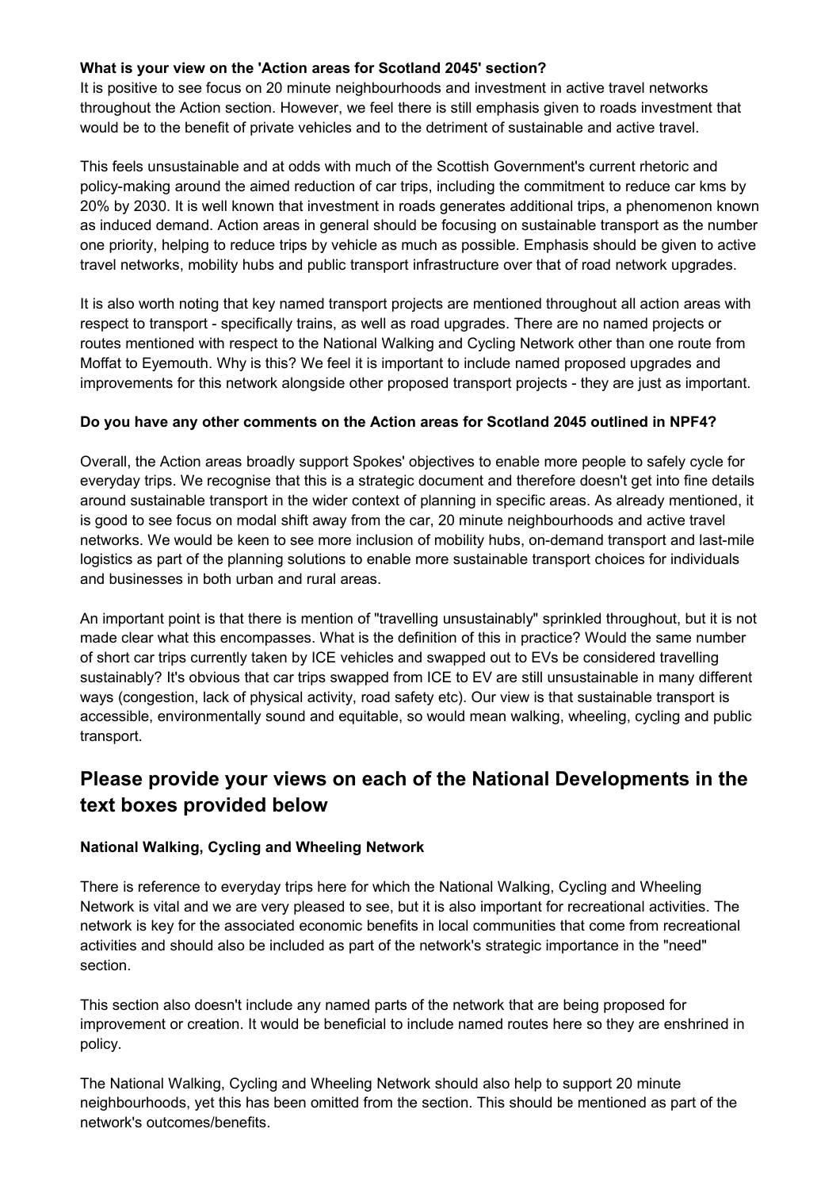**What is your view on the 'Action areas for Scotland 2045' section?**

It is positive to see focus on 20 minute neighbourhoods and investment in active travel networks throughout the Action section. However, we feel there is still emphasis given to roads investment that would be to the benefit of private vehicles and to the detriment of sustainable and active travel.

This feels unsustainable and at odds with much of the Scottish Government's current rhetoric and policy-making around the aimed reduction of car trips, including the commitment to reduce car kms by 20% by 2030. It is well known that investment in roads generates additional trips, a phenomenon known as induced demand. Action areas in general should be focusing on sustainable transport as the number one priority, helping to reduce trips by vehicle as much as possible. Emphasis should be given to active travel networks, mobility hubs and public transport infrastructure over that of road network upgrades.

It is also worth noting that key named transport projects are mentioned throughout all action areas with respect to transport - specifically trains, as well as road upgrades. There are no named projects or routes mentioned with respect to the National Walking and Cycling Network other than one route from Moffat to Eyemouth. Why is this? We feel it is important to include named proposed upgrades and improvements for this network alongside other proposed transport projects - they are just as important.

**Do you have any other comments on the Action areas for Scotland 2045 outlined in NPF4?**

Overall, the Action areas broadly support Spokes' objectives to enable more people to safely cycle for everyday trips. We recognise that this is a strategic document and therefore doesn't get into fine details around sustainable transport in the wider context of planning in specific areas. As already mentioned, it is good to see focus on modal shift away from the car, 20 minute neighbourhoods and active travel networks. We would be keen to see more inclusion of mobility hubs, on-demand transport and last-mile logistics as part of the planning solutions to enable more sustainable transport choices for individuals and businesses in both urban and rural areas.

An important point is that there is mention of "travelling unsustainably" sprinkled throughout, but it is not made clear what this encompasses. What is the definition of this in practice? Would the same number of short car trips currently taken by ICE vehicles and swapped out to EVs be considered travelling sustainably? It's obvious that car trips swapped from ICE to EV are still unsustainable in many different ways (congestion, lack of physical activity, road safety etc). Our view is that sustainable transport is accessible, environmentally sound and equitable, so would mean walking, wheeling, cycling and public transport.

## Please provide your views on each of the National Developments in the text boxes provided below

**National Walking, Cycling and Wheeling Network**

There is reference to everyday trips here for which the National Walking, Cycling and Wheeling Network is vital and we are very pleased to see, but it is also important for recreational activities. The network is key for the associated economic benefits in local communities that come from recreational activities and should also be included as part of the network's strategic importance in the "need" section.

This section also doesn't include any named parts of the network that are being proposed for improvement or creation. It would be beneficial to include named routes here so they are enshrined in policy.

The National Walking, Cycling and Wheeling Network should also help to support 20 minute neighbourhoods, yet this has been omitted from the section. This should be mentioned as part of the network's outcomes/benefits.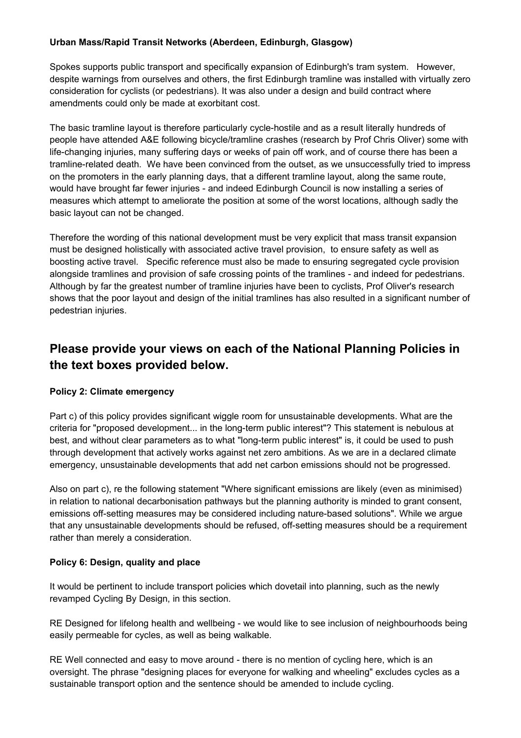**Urban Mass/Rapid Transit Networks (Aberdeen, Edinburgh, Glasgow)**

Spokes supports public transport and specifically expansion of Edinburgh's tram system. However, despite warnings from ourselves and others, the first Edinburgh tramline was installed with virtually zero consideration for cyclists (or pedestrians). It was also under a design and build contract where amendments could only be made at exorbitant cost.

The basic tramline layout is therefore particularly cycle-hostile and as a result literally hundreds of people have attended A&E following bicycle/tramline crashes (research by Prof Chris Oliver) some with life-changing injuries, many suffering days or weeks of pain off work, and of course there has been a tramline-related death. We have been convinced from the outset, as we unsuccessfully tried to impress on the promoters in the early planning days, that a different tramline layout, along the same route, would have brought far fewer injuries - and indeed Edinburgh Council is now installing a series of measures which attempt to ameliorate the position at some of the worst locations, although sadly the basic layout can not be changed.

Therefore the wording of this national development must be very explicit that mass transit expansion must be designed holistically with associated active travel provision, to ensure safety as well as boosting active travel. Specific reference must also be made to ensuring segregated cycle provision alongside tramlines and provision of safe crossing points of the tramlines - and indeed for pedestrians. Although by far the greatest number of tramline injuries have been to cyclists, Prof Oliver's research shows that the poor layout and design of the initial tramlines has also resulted in a significant number of pedestrian injuries.

## Please provide your views on each of the National Planning Policies in the text boxes provided below.

**Policy 2: Climate emergency**

Part c) of this policy provides significant wiggle room for unsustainable developments. What are the criteria for "proposed development... in the long-term public interest"? This statement is nebulous at best, and without clear parameters as to what "long-term public interest" is, it could be used to push through development that actively works against net zero ambitions. As we are in a declared climate emergency, unsustainable developments that add net carbon emissions should not be progressed.

Also on part c), re the following statement "Where significant emissions are likely (even as minimised) in relation to national decarbonisation pathways but the planning authority is minded to grant consent, emissions off-setting measures may be considered including nature-based solutions". While we argue that any unsustainable developments should be refused, off-setting measures should be a requirement rather than merely a consideration.

**Policy 6: Design, quality and place**

It would be pertinent to include transport policies which dovetail into planning, such as the newly revamped Cycling By Design, in this section.

RE Designed for lifelong health and wellbeing - we would like to see inclusion of neighbourhoods being easily permeable for cycles, as well as being walkable.

RE Well connected and easy to move around - there is no mention of cycling here, which is an oversight. The phrase "designing places for everyone for walking and wheeling" excludes cycles as a sustainable transport option and the sentence should be amended to include cycling.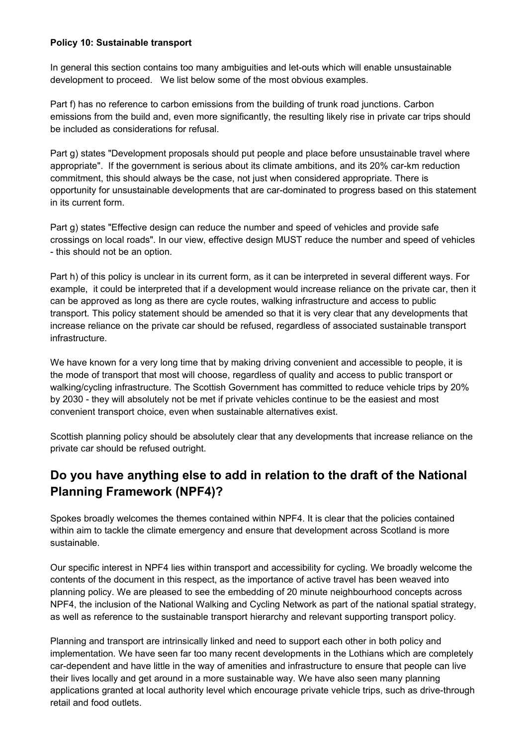**Policy 10: Sustainable transport**

In general this section contains too many ambiguities and let-outs which will enable unsustainable development to proceed. We list below some of the most obvious examples.

Part f) has no reference to carbon emissions from the building of trunk road junctions. Carbon emissions from the build and, even more significantly, the resulting likely rise in private car trips should be included as considerations for refusal.

Part g) states "Development proposals should put people and place before unsustainable travel where appropriate". If the government is serious about its climate ambitions, and its 20% car-km reduction commitment, this should always be the case, not just when considered appropriate. There is opportunity for unsustainable developments that are car-dominated to progress based on this statement in its current form.

Part g) states "Effective design can reduce the number and speed of vehicles and provide safe crossings on local roads". In our view, effective design MUST reduce the number and speed of vehicles - this should not be an option.

Part h) of this policy is unclear in its current form, as it can be interpreted in several different ways. For example, it could be interpreted that if a development would increase reliance on the private car, then it can be approved as long as there are cycle routes, walking infrastructure and access to public transport. This policy statement should be amended so that it is very clear that any developments that increase reliance on the private car should be refused, regardless of associated sustainable transport infrastructure.

We have known for a very long time that by making driving convenient and accessible to people, it is the mode of transport that most will choose, regardless of quality and access to public transport or walking/cycling infrastructure. The Scottish Government has committed to reduce vehicle trips by 20% by 2030 - they will absolutely not be met if private vehicles continue to be the easiest and most convenient transport choice, even when sustainable alternatives exist.

Scottish planning policy should be absolutely clear that any developments that increase reliance on the private car should be refused outright.

## Do you have anything else to add in relation to the draft of the National Planning Framework (NPF4)?

Spokes broadly welcomes the themes contained within NPF4. It is clear that the policies contained within aim to tackle the climate emergency and ensure that development across Scotland is more sustainable.

Our specific interest in NPF4 lies within transport and accessibility for cycling. We broadly welcome the contents of the document in this respect, as the importance of active travel has been weaved into planning policy. We are pleased to see the embedding of 20 minute neighbourhood concepts across NPF4, the inclusion of the National Walking and Cycling Network as part of the national spatial strategy, as well as reference to the sustainable transport hierarchy and relevant supporting transport policy.

Planning and transport are intrinsically linked and need to support each other in both policy and implementation. We have seen far too many recent developments in the Lothians which are completely car-dependent and have little in the way of amenities and infrastructure to ensure that people can live their lives locally and get around in a more sustainable way. We have also seen many planning applications granted at local authority level which encourage private vehicle trips, such as drive-through retail and food outlets.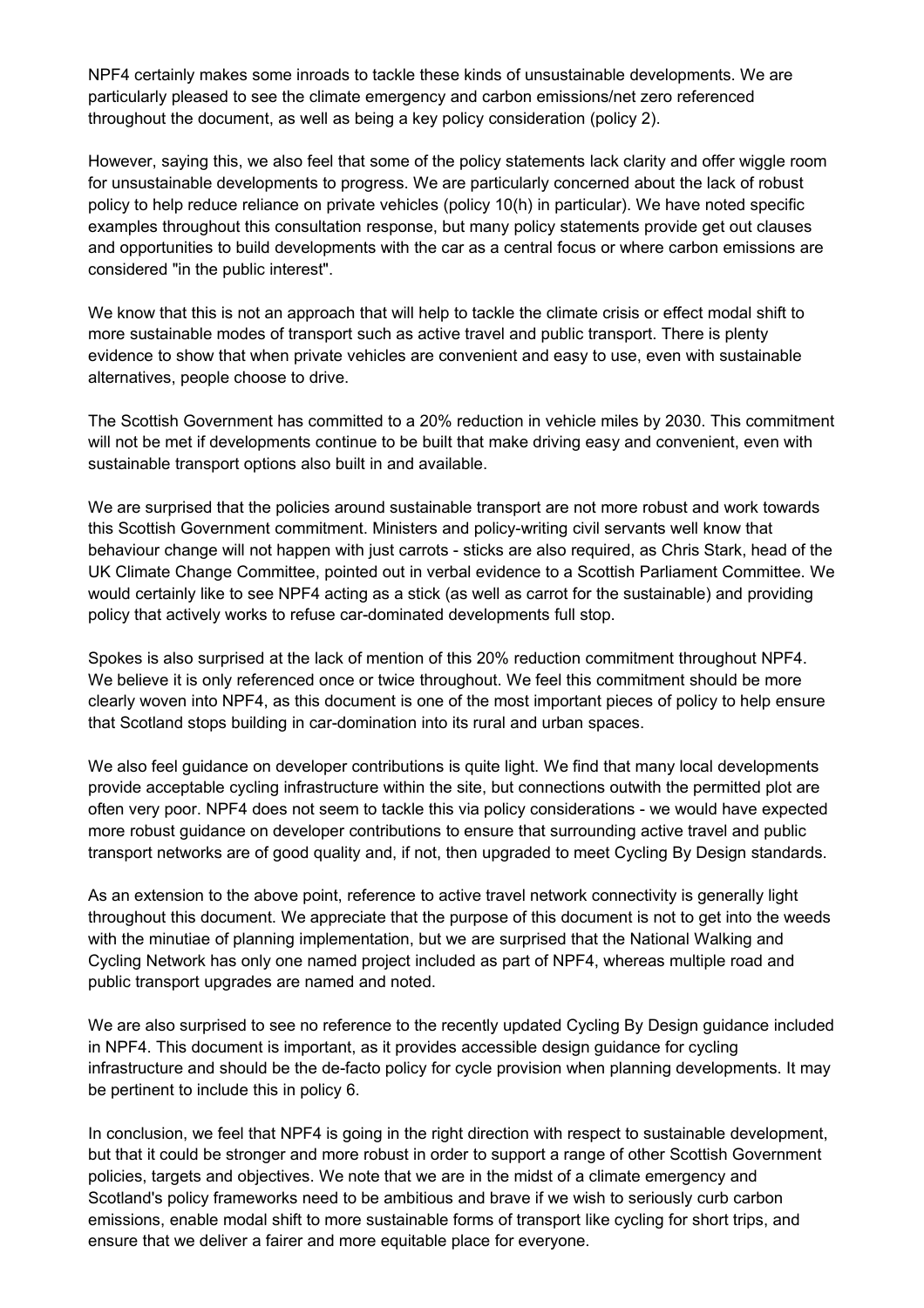NPF4 certainly makes some inroads to tackle these kinds of unsustainable developments. We are particularly pleased to see the climate emergency and carbon emissions/net zero referenced throughout the document, as well as being a key policy consideration (policy 2).

However, saying this, we also feel that some of the policy statements lack clarity and offer wiggle room for unsustainable developments to progress. We are particularly concerned about the lack of robust policy to help reduce reliance on private vehicles (policy 10(h) in particular). We have noted specific examples throughout this consultation response, but many policy statements provide get out clauses and opportunities to build developments with the car as a central focus or where carbon emissions are considered "in the public interest".

We know that this is not an approach that will help to tackle the climate crisis or effect modal shift to more sustainable modes of transport such as active travel and public transport. There is plenty evidence to show that when private vehicles are convenient and easy to use, even with sustainable alternatives, people choose to drive.

The Scottish Government has committed to a 20% reduction in vehicle miles by 2030. This commitment will not be met if developments continue to be built that make driving easy and convenient, even with sustainable transport options also built in and available.

We are surprised that the policies around sustainable transport are not more robust and work towards this Scottish Government commitment. Ministers and policy-writing civil servants well know that behaviour change will not happen with just carrots - sticks are also required, as Chris Stark, head of the UK Climate Change Committee, pointed out in verbal evidence to a Scottish Parliament Committee. We would certainly like to see NPF4 acting as a stick (as well as carrot for the sustainable) and providing policy that actively works to refuse car-dominated developments full stop.

Spokes is also surprised at the lack of mention of this 20% reduction commitment throughout NPF4. We believe it is only referenced once or twice throughout. We feel this commitment should be more clearly woven into NPF4, as this document is one of the most important pieces of policy to help ensure that Scotland stops building in car-domination into its rural and urban spaces.

We also feel guidance on developer contributions is quite light. We find that many local developments provide acceptable cycling infrastructure within the site, but connections outwith the permitted plot are often very poor. NPF4 does not seem to tackle this via policy considerations - we would have expected more robust guidance on developer contributions to ensure that surrounding active travel and public transport networks are of good quality and, if not, then upgraded to meet Cycling By Design standards.

As an extension to the above point, reference to active travel network connectivity is generally light throughout this document. We appreciate that the purpose of this document is not to get into the weeds with the minutiae of planning implementation, but we are surprised that the National Walking and Cycling Network has only one named project included as part of NPF4, whereas multiple road and public transport upgrades are named and noted.

We are also surprised to see no reference to the recently updated Cycling By Design guidance included in NPF4. This document is important, as it provides accessible design guidance for cycling infrastructure and should be the de-facto policy for cycle provision when planning developments. It may be pertinent to include this in policy 6.

In conclusion, we feel that NPF4 is going in the right direction with respect to sustainable development, but that it could be stronger and more robust in order to support a range of other Scottish Government policies, targets and objectives. We note that we are in the midst of a climate emergency and Scotland's policy frameworks need to be ambitious and brave if we wish to seriously curb carbon emissions, enable modal shift to more sustainable forms of transport like cycling for short trips, and ensure that we deliver a fairer and more equitable place for everyone.